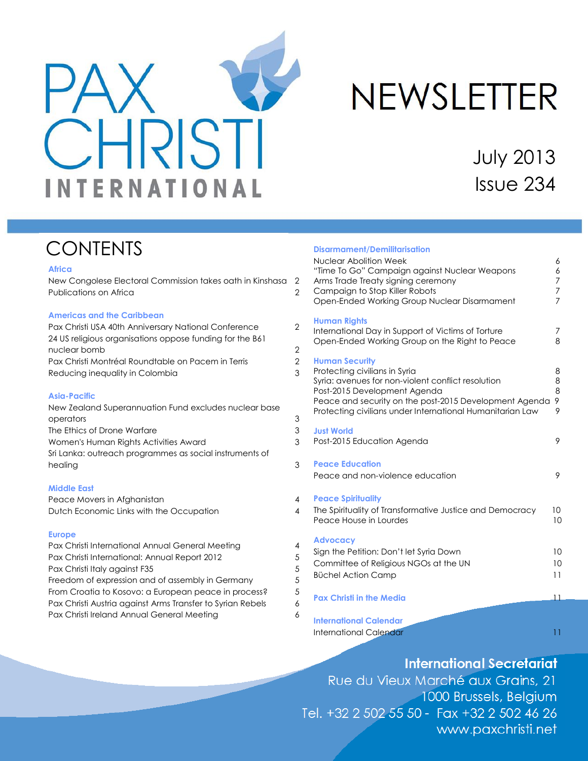# PAX CHRISTI INTERNATIONAL

# NEWSLETTER

July 2013
Issue 234

## CONTENTS

### Africa

| | |
|---|---|
| New Congolese Electoral Commission takes oath in Kinshasa | 2 |
| Publications on Africa | 2 |

### Americas and the Caribbean

| | |
|---|---|
| Pax Christi USA 40th Anniversary National Conference | 2 |
| 24 US religious organisations oppose funding for the B61 nuclear bomb | 2 |
| Pax Christi Montréal Roundtable on Pacem in Terris | 2 |
| Reducing inequality in Colombia | 3 |

### Asia-Pacific

| | |
|---|---|
| New Zealand Superannuation Fund excludes nuclear base operators | 3 |
| The Ethics of Drone Warfare | 3 |
| Women's Human Rights Activities Award | 3 |
| Sri Lanka: outreach programmes as social instruments of healing | 3 |

### Middle East

| | |
|---|---|
| Peace Movers in Afghanistan | 4 |
| Dutch Economic Links with the Occupation | 4 |

### Europe

| | |
|---|---|
| Pax Christi International Annual General Meeting | 4 |
| Pax Christi International: Annual Report 2012 | 5 |
| Pax Christi Italy against F35 | 5 |
| Freedom of expression and of assembly in Germany | 5 |
| From Croatia to Kosovo: a European peace in process? | 5 |
| Pax Christi Austria against Arms Transfer to Syrian Rebels | 6 |
| Pax Christi Ireland Annual General Meeting | 6 |

### Disarmament/Demilitarisation

| | |
|---|---|
| Nuclear Abolition Week | 6 |
| "Time To Go" Campaign against Nuclear Weapons | 6 |
| Arms Trade Treaty signing ceremony | 7 |
| Campaign to Stop Killer Robots | 7 |
| Open-Ended Working Group Nuclear Disarmament | 7 |

### Human Rights

| | |
|---|---|
| International Day in Support of Victims of Torture | 7 |
| Open-Ended Working Group on the Right to Peace | 8 |

### Human Security

| | |
|---|---|
| Protecting civilians in Syria | 8 |
| Syria: avenues for non-violent conflict resolution | 8 |
| Post-2015 Development Agenda | 8 |
| Peace and security on the post-2015 Development Agenda | 9 |
| Protecting civilians under International Humanitarian Law | 9 |

### Just World

| | |
|---|---|
| Post-2015 Education Agenda | 9 |

### Peace Education

| | |
|---|---|
| Peace and non-violence education | 9 |

### Peace Spirituality

| | |
|---|---|
| The Spirituality of Transformative Justice and Democracy | 10 |
| Peace House in Lourdes | 10 |

### Advocacy

| | |
|---|---|
| Sign the Petition: Don't let Syria Down | 10 |
| Committee of Religious NGOs at the UN | 10 |
| Büchel Action Camp | 11 |

### Pax Christi in the Media

| | |
|---|---|
| Pax Christi in the Media | 11 |

### International Calendar

| | |
|---|---|
| International Calendar | 11 |

**International Secretariat**
Rue du Vieux Marché aux Grains, 21
1000 Brussels, Belgium
Tel. +32 2 502 55 50 - Fax +32 2 502 46 26
www.paxchristi.net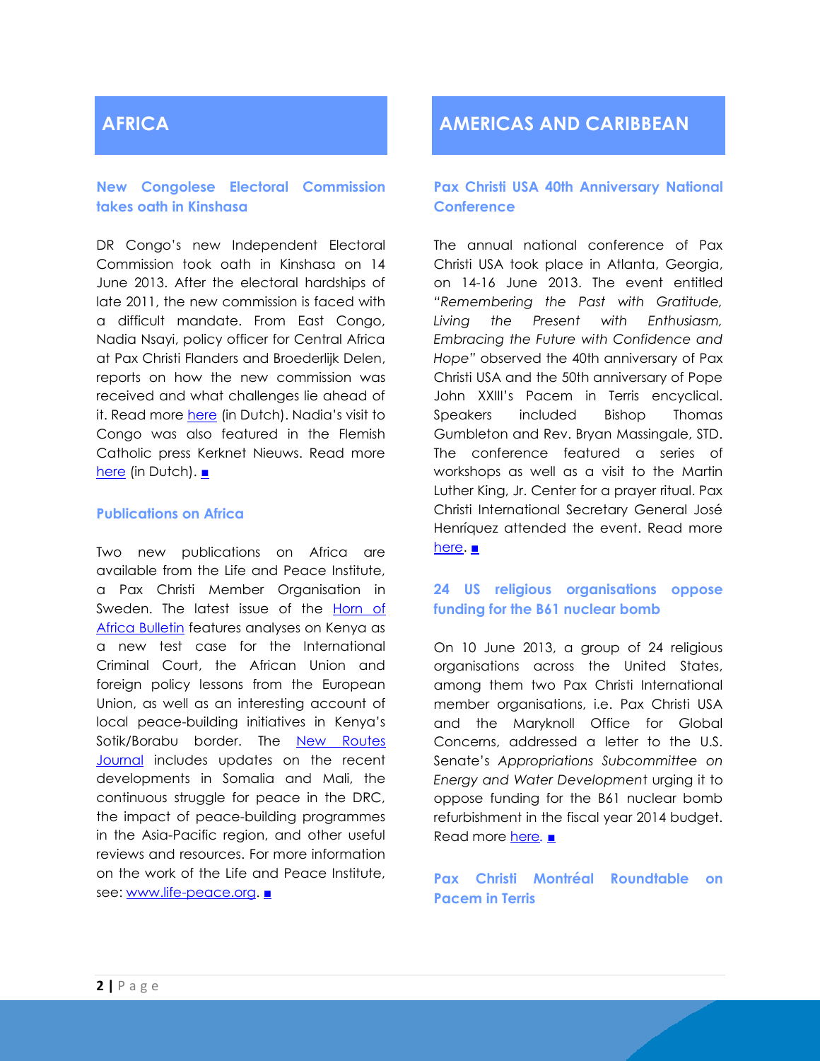## AFRICA

### New Congolese Electoral Commission takes oath in Kinshasa

DR Congo's new Independent Electoral Commission took oath in Kinshasa on 14 June 2013. After the electoral hardships of late 2011, the new commission is faced with a difficult mandate. From East Congo, Nadia Nsayi, policy officer for Central Africa at Pax Christi Flanders and Broederlijk Delen, reports on how the new commission was received and what challenges lie ahead of it. Read more here (in Dutch). Nadia's visit to Congo was also featured in the Flemish Catholic press Kerknet Nieuws. Read more here (in Dutch). ■

### Publications on Africa

Two new publications on Africa are available from the Life and Peace Institute, a Pax Christi Member Organisation in Sweden. The latest issue of the Horn of Africa Bulletin features analyses on Kenya as a new test case for the International Criminal Court, the African Union and foreign policy lessons from the European Union, as well as an interesting account of local peace-building initiatives in Kenya's Sotik/Borabu border. The New Routes Journal includes updates on the recent developments in Somalia and Mali, the continuous struggle for peace in the DRC, the impact of peace-building programmes in the Asia-Pacific region, and other useful reviews and resources. For more information on the work of the Life and Peace Institute, see: www.life-peace.org. ■

## AMERICAS AND CARIBBEAN

### Pax Christi USA 40th Anniversary National Conference

The annual national conference of Pax Christi USA took place in Atlanta, Georgia, on 14-16 June 2013. The event entitled *"Remembering the Past with Gratitude, Living the Present with Enthusiasm, Embracing the Future with Confidence and Hope"* observed the 40th anniversary of Pax Christi USA and the 50th anniversary of Pope John XXIII's Pacem in Terris encyclical. Speakers included Bishop Thomas Gumbleton and Rev. Bryan Massingale, STD. The conference featured a series of workshops as well as a visit to the Martin Luther King, Jr. Center for a prayer ritual. Pax Christi International Secretary General José Henríquez attended the event. Read more here. ■

### 24 US religious organisations oppose funding for the B61 nuclear bomb

On 10 June 2013, a group of 24 religious organisations across the United States, among them two Pax Christi International member organisations, i.e. Pax Christi USA and the Maryknoll Office for Global Concerns, addressed a letter to the U.S. Senate's *Appropriations Subcommittee on Energy and Water Development* urging it to oppose funding for the B61 nuclear bomb refurbishment in the fiscal year 2014 budget. Read more here. ■

### Pax Christi Montréal Roundtable on Pacem in Terris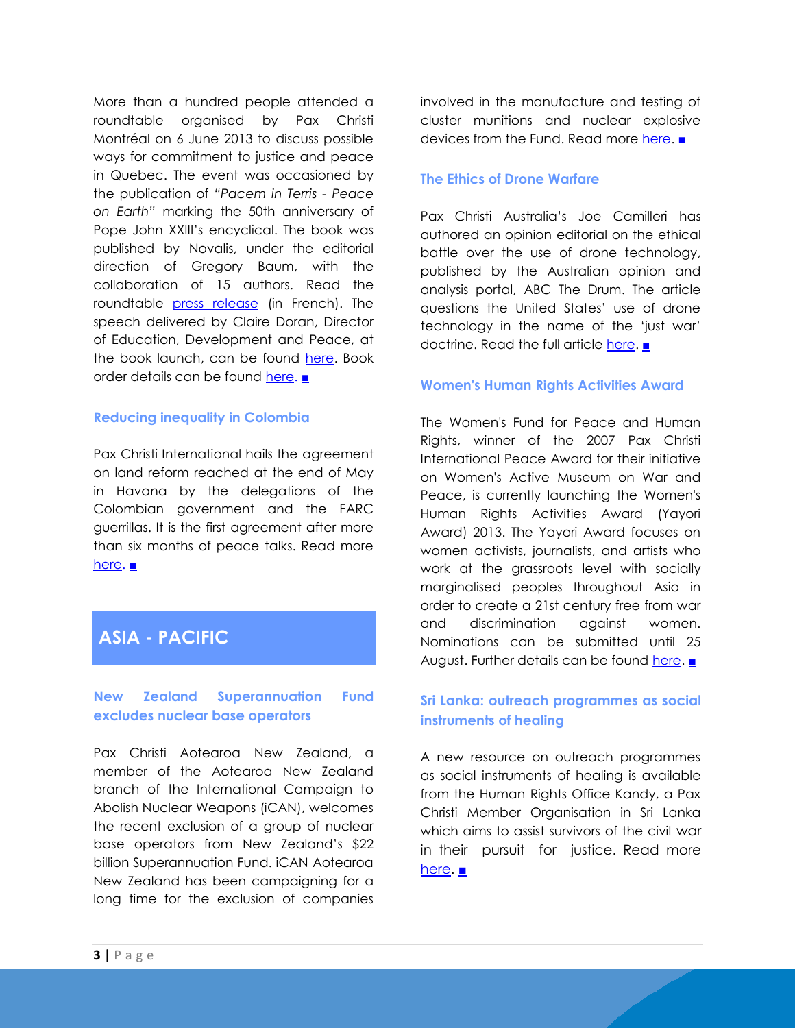More than a hundred people attended a roundtable organised by Pax Christi Montréal on 6 June 2013 to discuss possible ways for commitment to justice and peace in Quebec. The event was occasioned by the publication of *"Pacem in Terris - Peace on Earth"* marking the 50th anniversary of Pope John XXIII's encyclical. The book was published by Novalis, under the editorial direction of Gregory Baum, with the collaboration of 15 authors. Read the roundtable press release (in French). The speech delivered by Claire Doran, Director of Education, Development and Peace, at the book launch, can be found here. Book order details can be found here. ■

### Reducing inequality in Colombia

Pax Christi International hails the agreement on land reform reached at the end of May in Havana by the delegations of the Colombian government and the FARC guerrillas. It is the first agreement after more than six months of peace talks. Read more here. ■

## ASIA - PACIFIC

### New Zealand Superannuation Fund excludes nuclear base operators

Pax Christi Aotearoa New Zealand, a member of the Aotearoa New Zealand branch of the International Campaign to Abolish Nuclear Weapons (iCAN), welcomes the recent exclusion of a group of nuclear base operators from New Zealand's $22 billion Superannuation Fund. iCAN Aotearoa New Zealand has been campaigning for a long time for the exclusion of companies involved in the manufacture and testing of cluster munitions and nuclear explosive devices from the Fund. Read more here. ■

### The Ethics of Drone Warfare

Pax Christi Australia's Joe Camilleri has authored an opinion editorial on the ethical battle over the use of drone technology, published by the Australian opinion and analysis portal, ABC The Drum. The article questions the United States' use of drone technology in the name of the 'just war' doctrine. Read the full article here. ■

### Women's Human Rights Activities Award

The Women's Fund for Peace and Human Rights, winner of the 2007 Pax Christi International Peace Award for their initiative on Women's Active Museum on War and Peace, is currently launching the Women's Human Rights Activities Award (Yayori Award) 2013. The Yayori Award focuses on women activists, journalists, and artists who work at the grassroots level with socially marginalised peoples throughout Asia in order to create a 21st century free from war and discrimination against women. Nominations can be submitted until 25 August. Further details can be found here. ■

### Sri Lanka: outreach programmes as social instruments of healing

A new resource on outreach programmes as social instruments of healing is available from the Human Rights Office Kandy, a Pax Christi Member Organisation in Sri Lanka which aims to assist survivors of the civil war in their pursuit for justice. Read more here. ■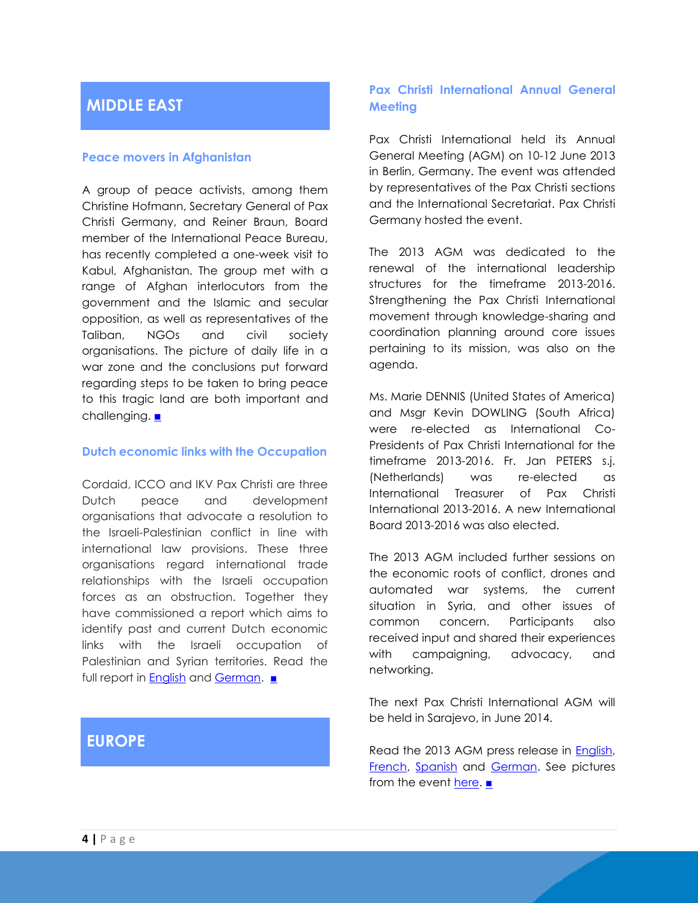# MIDDLE EAST

### Peace movers in Afghanistan

A group of peace activists, among them Christine Hofmann, Secretary General of Pax Christi Germany, and Reiner Braun, Board member of the International Peace Bureau, has recently completed a one-week visit to Kabul, Afghanistan. The group met with a range of Afghan interlocutors from the government and the Islamic and secular opposition, as well as representatives of the Taliban, NGOs and civil society organisations. The picture of daily life in a war zone and the conclusions put forward regarding steps to be taken to bring peace to this tragic land are both important and challenging. ■

### Dutch economic links with the Occupation

Cordaid, ICCO and IKV Pax Christi are three Dutch peace and development organisations that advocate a resolution to the Israeli-Palestinian conflict in line with international law provisions. These three organisations regard international trade relationships with the Israeli occupation forces as an obstruction. Together they have commissioned a report which aims to identify past and current Dutch economic links with the Israeli occupation of Palestinian and Syrian territories. Read the full report in English and German. ■

# EUROPE

### Pax Christi International Annual General Meeting

Pax Christi International held its Annual General Meeting (AGM) on 10-12 June 2013 in Berlin, Germany. The event was attended by representatives of the Pax Christi sections and the International Secretariat. Pax Christi Germany hosted the event.

The 2013 AGM was dedicated to the renewal of the international leadership structures for the timeframe 2013-2016. Strengthening the Pax Christi International movement through knowledge-sharing and coordination planning around core issues pertaining to its mission, was also on the agenda.

Ms. Marie DENNIS (United States of America) and Msgr Kevin DOWLING (South Africa) were re-elected as International Co-Presidents of Pax Christi International for the timeframe 2013-2016. Fr. Jan PETERS s.j. (Netherlands) was re-elected as International Treasurer of Pax Christi International 2013-2016. A new International Board 2013-2016 was also elected.

The 2013 AGM included further sessions on the economic roots of conflict, drones and automated war systems, the current situation in Syria, and other issues of common concern. Participants also received input and shared their experiences with campaigning, advocacy, and networking.

The next Pax Christi International AGM will be held in Sarajevo, in June 2014.

Read the 2013 AGM press release in English, French, Spanish and German. See pictures from the event here. ■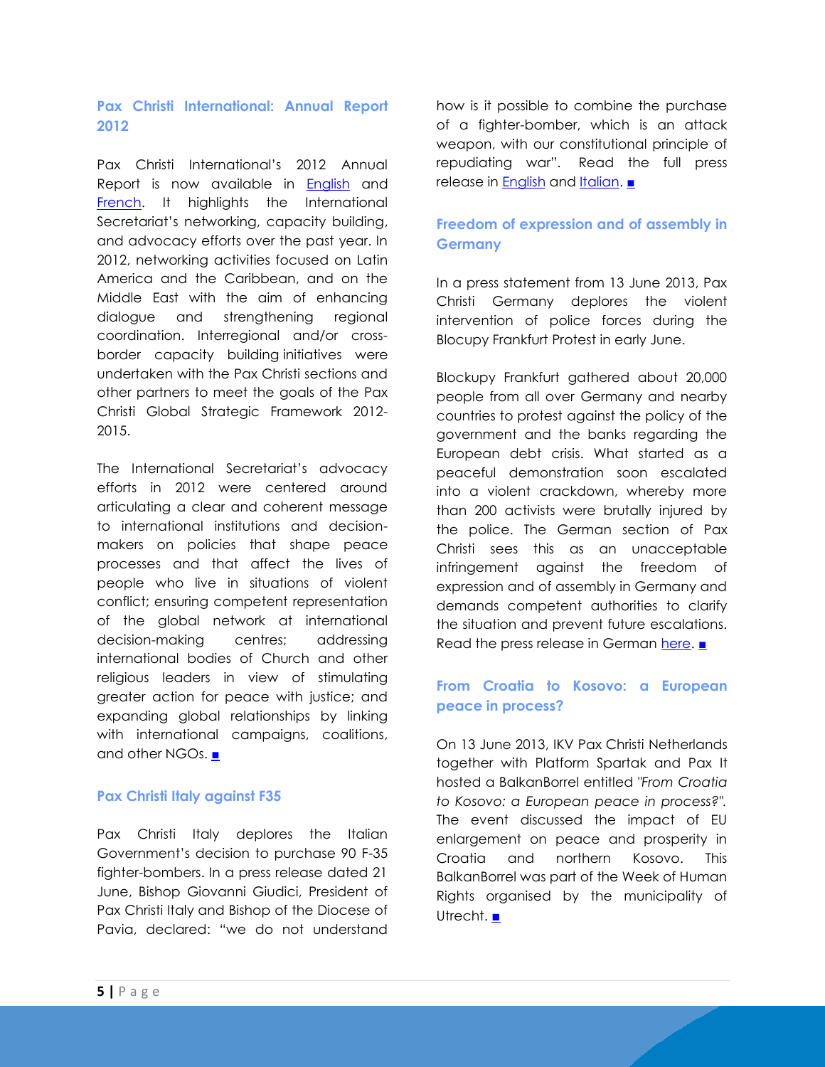## Pax Christi International: Annual Report 2012

Pax Christi International's 2012 Annual Report is now available in English and French. It highlights the International Secretariat's networking, capacity building, and advocacy efforts over the past year. In 2012, networking activities focused on Latin America and the Caribbean, and on the Middle East with the aim of enhancing dialogue and strengthening regional coordination. Interregional and/or cross-border capacity building initiatives were undertaken with the Pax Christi sections and other partners to meet the goals of the Pax Christi Global Strategic Framework 2012-2015.

The International Secretariat's advocacy efforts in 2012 were centered around articulating a clear and coherent message to international institutions and decision-makers on policies that shape peace processes and that affect the lives of people who live in situations of violent conflict; ensuring competent representation of the global network at international decision-making centres; addressing international bodies of Church and other religious leaders in view of stimulating greater action for peace with justice; and expanding global relationships by linking with international campaigns, coalitions, and other NGOs. ■

## Pax Christi Italy against F35

Pax Christi Italy deplores the Italian Government's decision to purchase 90 F-35 fighter-bombers. In a press release dated 21 June, Bishop Giovanni Giudici, President of Pax Christi Italy and Bishop of the Diocese of Pavia, declared: "we do not understand how is it possible to combine the purchase of a fighter-bomber, which is an attack weapon, with our constitutional principle of repudiating war". Read the full press release in English and Italian. ■

## Freedom of expression and of assembly in Germany

In a press statement from 13 June 2013, Pax Christi Germany deplores the violent intervention of police forces during the Blocupy Frankfurt Protest in early June.

Blockupy Frankfurt gathered about 20,000 people from all over Germany and nearby countries to protest against the policy of the government and the banks regarding the European debt crisis. What started as a peaceful demonstration soon escalated into a violent crackdown, whereby more than 200 activists were brutally injured by the police. The German section of Pax Christi sees this as an unacceptable infringement against the freedom of expression and of assembly in Germany and demands competent authorities to clarify the situation and prevent future escalations. Read the press release in German here. ■

## From Croatia to Kosovo: a European peace in process?

On 13 June 2013, IKV Pax Christi Netherlands together with Platform Spartak and Pax It hosted a BalkanBorrel entitled *"From Croatia to Kosovo: a European peace in process?"*. The event discussed the impact of EU enlargement on peace and prosperity in Croatia and northern Kosovo. This BalkanBorrel was part of the Week of Human Rights organised by the municipality of Utrecht. ■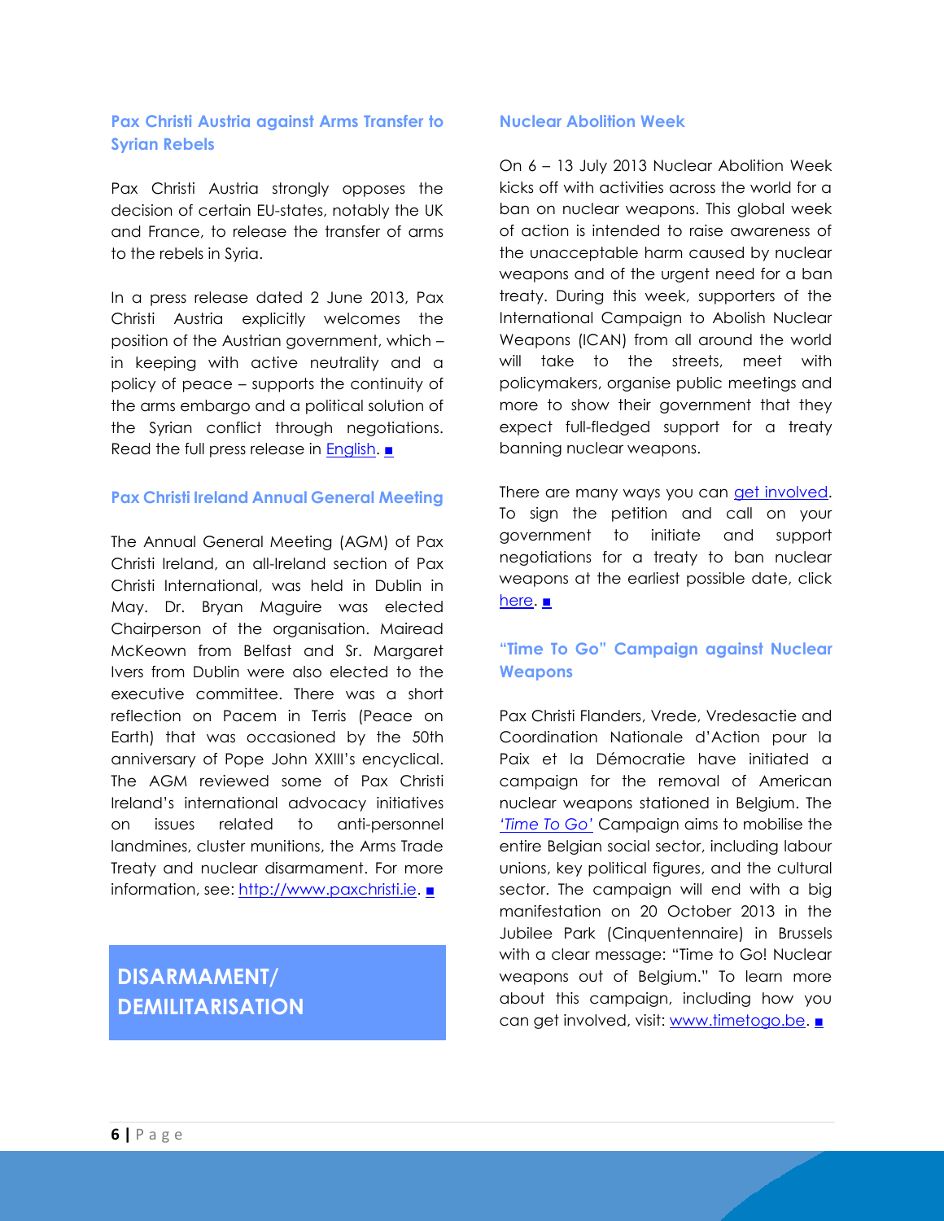### Pax Christi Austria against Arms Transfer to Syrian Rebels

Pax Christi Austria strongly opposes the decision of certain EU-states, notably the UK and France, to release the transfer of arms to the rebels in Syria.

In a press release dated 2 June 2013, Pax Christi Austria explicitly welcomes the position of the Austrian government, which – in keeping with active neutrality and a policy of peace – supports the continuity of the arms embargo and a political solution of the Syrian conflict through negotiations. Read the full press release in English. ■

### Pax Christi Ireland Annual General Meeting

The Annual General Meeting (AGM) of Pax Christi Ireland, an all-Ireland section of Pax Christi International, was held in Dublin in May. Dr. Bryan Maguire was elected Chairperson of the organisation. Mairead McKeown from Belfast and Sr. Margaret Ivers from Dublin were also elected to the executive committee. There was a short reflection on Pacem in Terris (Peace on Earth) that was occasioned by the 50th anniversary of Pope John XXIII's encyclical. The AGM reviewed some of Pax Christi Ireland's international advocacy initiatives on issues related to anti-personnel landmines, cluster munitions, the Arms Trade Treaty and nuclear disarmament. For more information, see: http://www.paxchristi.ie. ■

## DISARMAMENT/ DEMILITARISATION

### Nuclear Abolition Week

On 6 – 13 July 2013 Nuclear Abolition Week kicks off with activities across the world for a ban on nuclear weapons. This global week of action is intended to raise awareness of the unacceptable harm caused by nuclear weapons and of the urgent need for a ban treaty. During this week, supporters of the International Campaign to Abolish Nuclear Weapons (ICAN) from all around the world will take to the streets, meet with policymakers, organise public meetings and more to show their government that they expect full-fledged support for a treaty banning nuclear weapons.

There are many ways you can get involved. To sign the petition and call on your government to initiate and support negotiations for a treaty to ban nuclear weapons at the earliest possible date, click here. ■

### "Time To Go" Campaign against Nuclear Weapons

Pax Christi Flanders, Vrede, Vredesactie and Coordination Nationale d'Action pour la Paix et la Démocratie have initiated a campaign for the removal of American nuclear weapons stationed in Belgium. The *'Time To Go'* Campaign aims to mobilise the entire Belgian social sector, including labour unions, key political figures, and the cultural sector. The campaign will end with a big manifestation on 20 October 2013 in the Jubilee Park (Cinquentennaire) in Brussels with a clear message: "Time to Go! Nuclear weapons out of Belgium." To learn more about this campaign, including how you can get involved, visit: www.timetogo.be. ■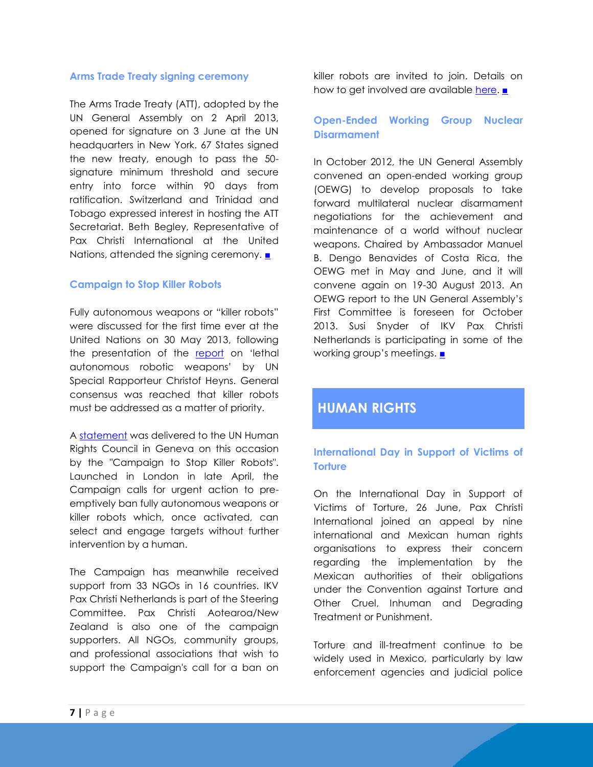### Arms Trade Treaty signing ceremony

The Arms Trade Treaty (ATT), adopted by the UN General Assembly on 2 April 2013, opened for signature on 3 June at the UN headquarters in New York. 67 States signed the new treaty, enough to pass the 50-signature minimum threshold and secure entry into force within 90 days from ratification. Switzerland and Trinidad and Tobago expressed interest in hosting the ATT Secretariat. Beth Begley, Representative of Pax Christi International at the United Nations, attended the signing ceremony. ■

### Campaign to Stop Killer Robots

Fully autonomous weapons or "killer robots" were discussed for the first time ever at the United Nations on 30 May 2013, following the presentation of the report on 'lethal autonomous robotic weapons' by UN Special Rapporteur Christof Heyns. General consensus was reached that killer robots must be addressed as a matter of priority.

A statement was delivered to the UN Human Rights Council in Geneva on this occasion by the "Campaign to Stop Killer Robots". Launched in London in late April, the Campaign calls for urgent action to pre-emptively ban fully autonomous weapons or killer robots which, once activated, can select and engage targets without further intervention by a human.

The Campaign has meanwhile received support from 33 NGOs in 16 countries. IKV Pax Christi Netherlands is part of the Steering Committee. Pax Christi Aotearoa/New Zealand is also one of the campaign supporters. All NGOs, community groups, and professional associations that wish to support the Campaign's call for a ban on killer robots are invited to join. Details on how to get involved are available here. ■

### Open-Ended Working Group Nuclear Disarmament

In October 2012, the UN General Assembly convened an open-ended working group (OEWG) to develop proposals to take forward multilateral nuclear disarmament negotiations for the achievement and maintenance of a world without nuclear weapons. Chaired by Ambassador Manuel B. Dengo Benavides of Costa Rica, the OEWG met in May and June, and it will convene again on 19-30 August 2013. An OEWG report to the UN General Assembly's First Committee is foreseen for October 2013. Susi Snyder of IKV Pax Christi Netherlands is participating in some of the working group's meetings. ■

## HUMAN RIGHTS

### International Day in Support of Victims of Torture

On the International Day in Support of Victims of Torture, 26 June, Pax Christi International joined an appeal by nine international and Mexican human rights organisations to express their concern regarding the implementation by the Mexican authorities of their obligations under the Convention against Torture and Other Cruel, Inhuman and Degrading Treatment or Punishment.

Torture and ill-treatment continue to be widely used in Mexico, particularly by law enforcement agencies and judicial police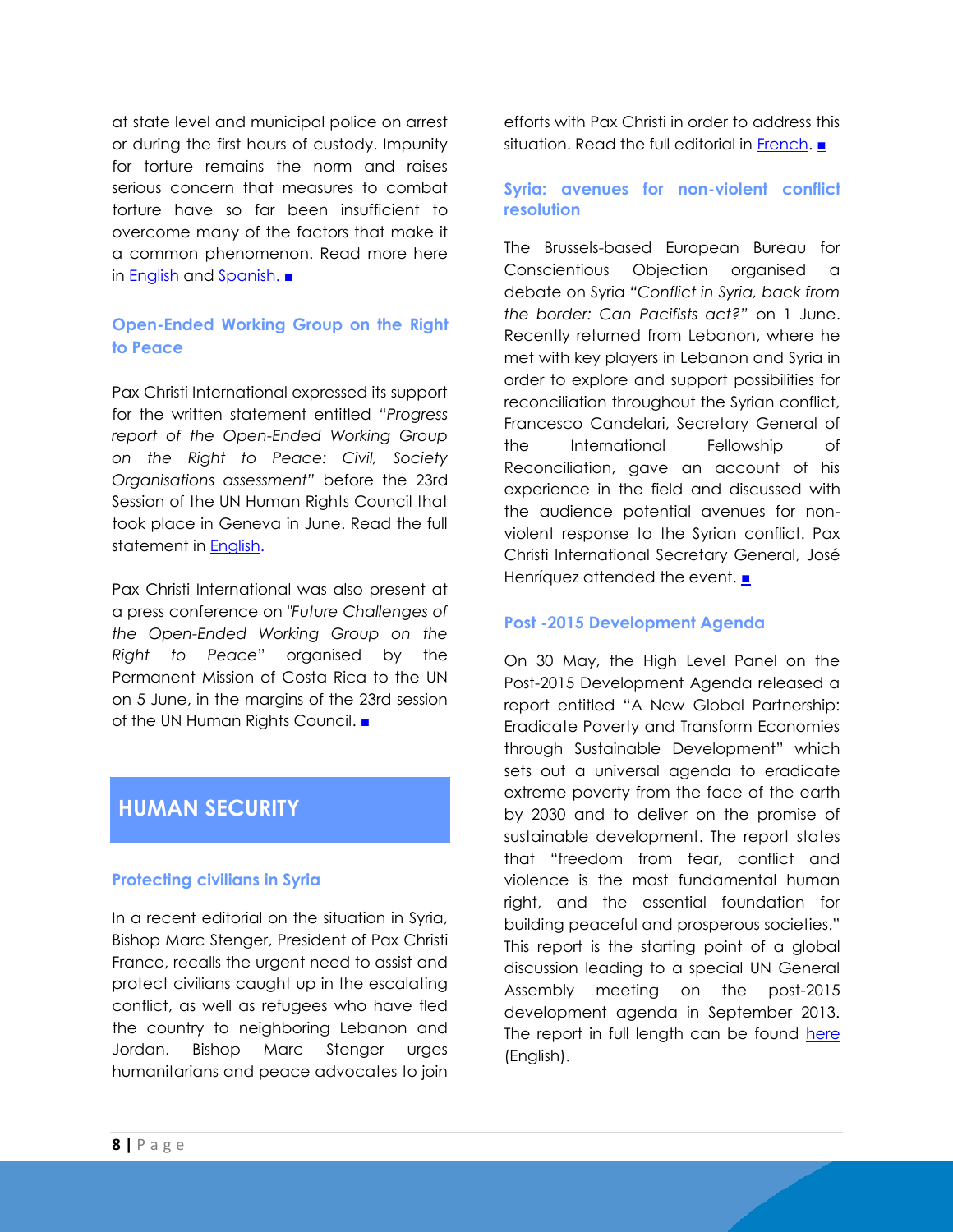at state level and municipal police on arrest or during the first hours of custody. Impunity for torture remains the norm and raises serious concern that measures to combat torture have so far been insufficient to overcome many of the factors that make it a common phenomenon. Read more here in English and Spanish. ■

### Open-Ended Working Group on the Right to Peace

Pax Christi International expressed its support for the written statement entitled *"Progress report of the Open-Ended Working Group on the Right to Peace: Civil, Society Organisations assessment"* before the 23rd Session of the UN Human Rights Council that took place in Geneva in June. Read the full statement in English.

Pax Christi International was also present at a press conference on *"Future Challenges of the Open-Ended Working Group on the Right to Peace"* organised by the Permanent Mission of Costa Rica to the UN on 5 June, in the margins of the 23rd session of the UN Human Rights Council. ■

## HUMAN SECURITY

### Protecting civilians in Syria

In a recent editorial on the situation in Syria, Bishop Marc Stenger, President of Pax Christi France, recalls the urgent need to assist and protect civilians caught up in the escalating conflict, as well as refugees who have fled the country to neighboring Lebanon and Jordan. Bishop Marc Stenger urges humanitarians and peace advocates to join efforts with Pax Christi in order to address this situation. Read the full editorial in French. ■

### Syria: avenues for non-violent conflict resolution

The Brussels-based European Bureau for Conscientious Objection organised a debate on Syria *"Conflict in Syria, back from the border: Can Pacifists act?"* on 1 June. Recently returned from Lebanon, where he met with key players in Lebanon and Syria in order to explore and support possibilities for reconciliation throughout the Syrian conflict, Francesco Candelari, Secretary General of the International Fellowship of Reconciliation, gave an account of his experience in the field and discussed with the audience potential avenues for non-violent response to the Syrian conflict. Pax Christi International Secretary General, José Henríquez attended the event. ■

### Post -2015 Development Agenda

On 30 May, the High Level Panel on the Post-2015 Development Agenda released a report entitled "A New Global Partnership: Eradicate Poverty and Transform Economies through Sustainable Development" which sets out a universal agenda to eradicate extreme poverty from the face of the earth by 2030 and to deliver on the promise of sustainable development. The report states that "freedom from fear, conflict and violence is the most fundamental human right, and the essential foundation for building peaceful and prosperous societies." This report is the starting point of a global discussion leading to a special UN General Assembly meeting on the post-2015 development agenda in September 2013. The report in full length can be found here (English).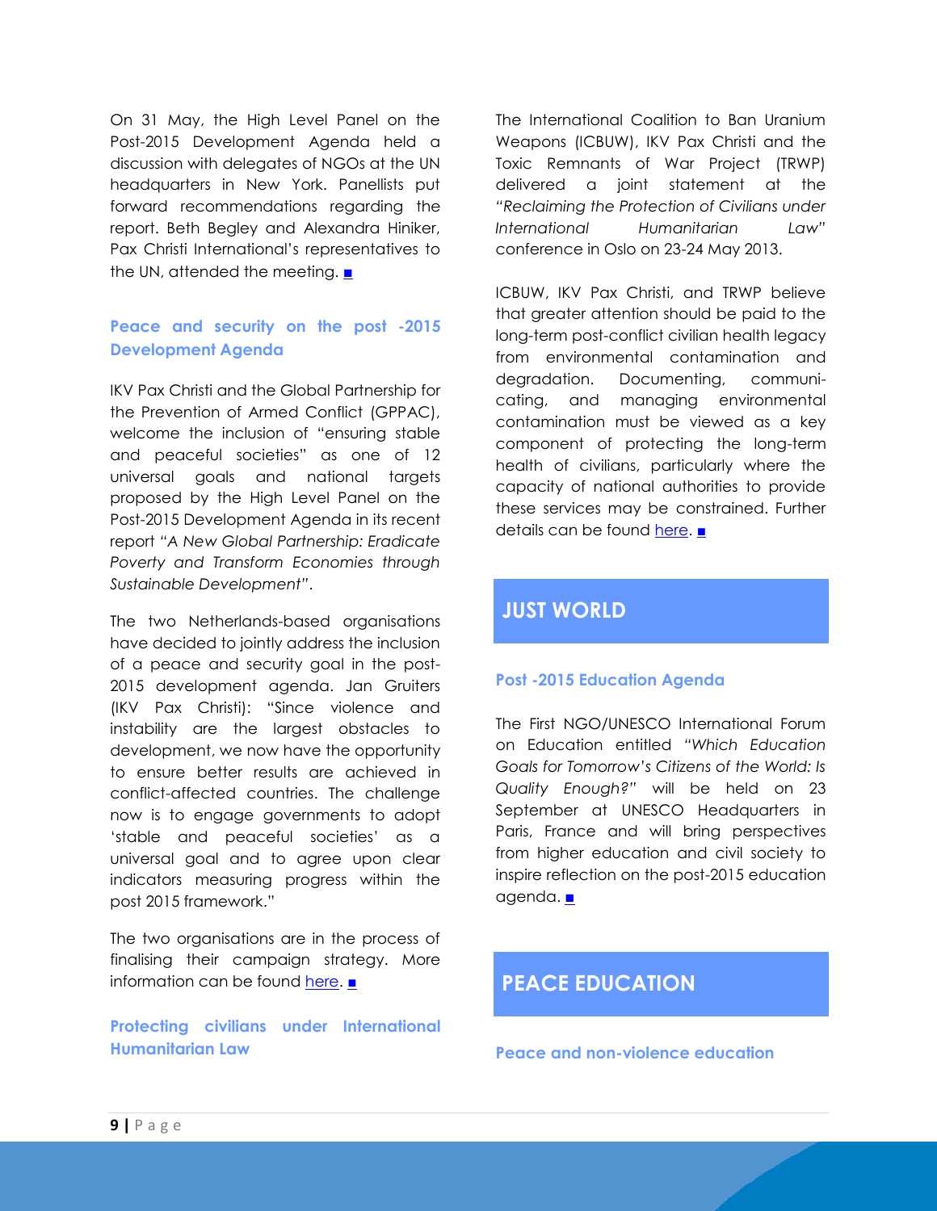On 31 May, the High Level Panel on the Post-2015 Development Agenda held a discussion with delegates of NGOs at the UN headquarters in New York. Panellists put forward recommendations regarding the report. Beth Begley and Alexandra Hiniker, Pax Christi International's representatives to the UN, attended the meeting. ■

### Peace and security on the post -2015 Development Agenda

IKV Pax Christi and the Global Partnership for the Prevention of Armed Conflict (GPPAC), welcome the inclusion of "ensuring stable and peaceful societies" as one of 12 universal goals and national targets proposed by the High Level Panel on the Post-2015 Development Agenda in its recent report *"A New Global Partnership: Eradicate Poverty and Transform Economies through Sustainable Development"*.

The two Netherlands-based organisations have decided to jointly address the inclusion of a peace and security goal in the post-2015 development agenda. Jan Gruiters (IKV Pax Christi): "Since violence and instability are the largest obstacles to development, we now have the opportunity to ensure better results are achieved in conflict-affected countries. The challenge now is to engage governments to adopt 'stable and peaceful societies' as a universal goal and to agree upon clear indicators measuring progress within the post 2015 framework."

The two organisations are in the process of finalising their campaign strategy. More information can be found here. ■

### Protecting civilians under International Humanitarian Law

The International Coalition to Ban Uranium Weapons (ICBUW), IKV Pax Christi and the Toxic Remnants of War Project (TRWP) delivered a joint statement at the *"Reclaiming the Protection of Civilians under International Humanitarian Law"* conference in Oslo on 23-24 May 2013.

ICBUW, IKV Pax Christi, and TRWP believe that greater attention should be paid to the long-term post-conflict civilian health legacy from environmental contamination and degradation. Documenting, communicating, and managing environmental contamination must be viewed as a key component of protecting the long-term health of civilians, particularly where the capacity of national authorities to provide these services may be constrained. Further details can be found here. ■

## JUST WORLD

### Post -2015 Education Agenda

The First NGO/UNESCO International Forum on Education entitled *"Which Education Goals for Tomorrow's Citizens of the World: Is Quality Enough?"* will be held on 23 September at UNESCO Headquarters in Paris, France and will bring perspectives from higher education and civil society to inspire reflection on the post-2015 education agenda. ■

## PEACE EDUCATION

### Peace and non-violence education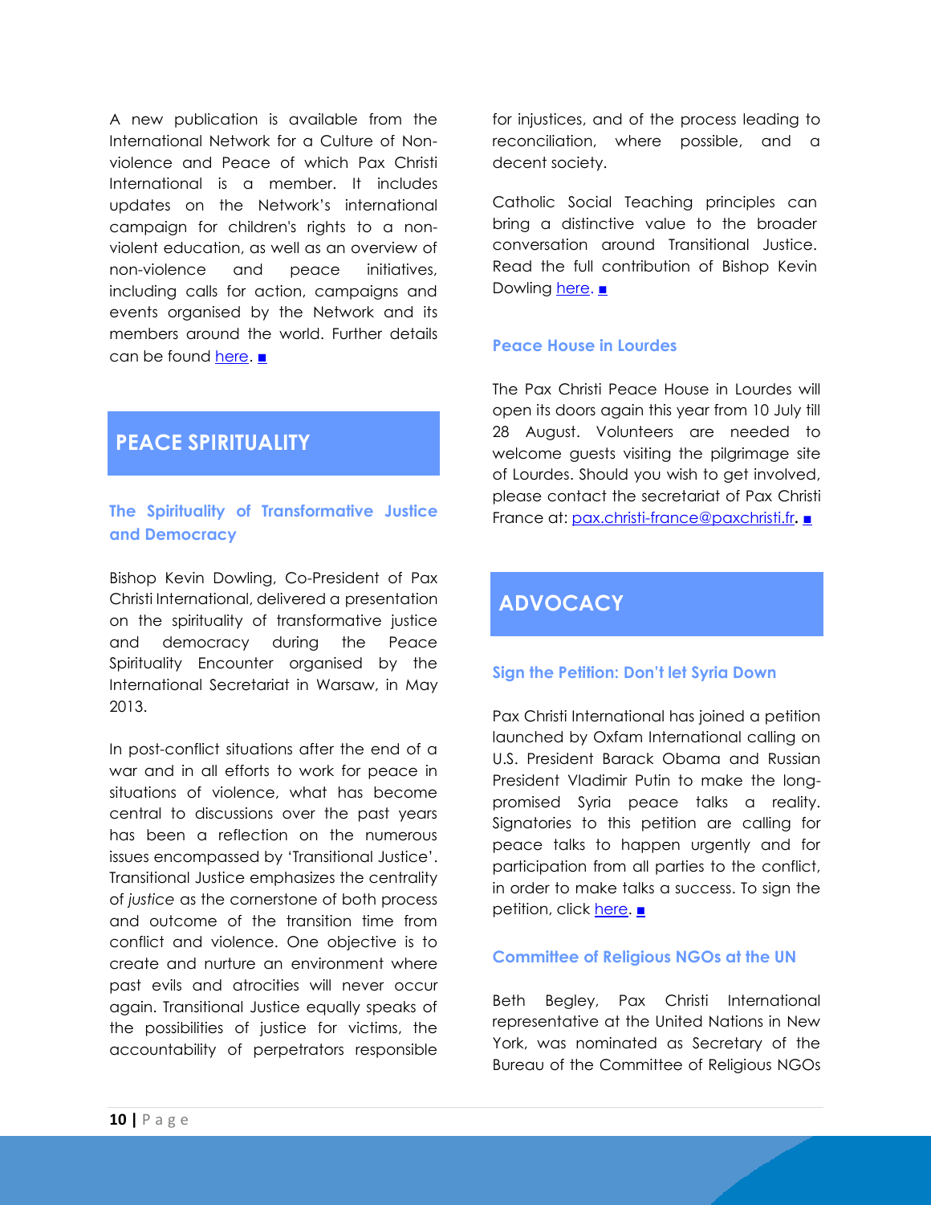A new publication is available from the International Network for a Culture of Non-violence and Peace of which Pax Christi International is a member. It includes updates on the Network's international campaign for children's rights to a non-violent education, as well as an overview of non-violence and peace initiatives, including calls for action, campaigns and events organised by the Network and its members around the world. Further details can be found here. ■

## PEACE SPIRITUALITY

### The Spirituality of Transformative Justice and Democracy

Bishop Kevin Dowling, Co-President of Pax Christi International, delivered a presentation on the spirituality of transformative justice and democracy during the Peace Spirituality Encounter organised by the International Secretariat in Warsaw, in May 2013.

In post-conflict situations after the end of a war and in all efforts to work for peace in situations of violence, what has become central to discussions over the past years has been a reflection on the numerous issues encompassed by 'Transitional Justice'. Transitional Justice emphasizes the centrality of *justice* as the cornerstone of both process and outcome of the transition time from conflict and violence. One objective is to create and nurture an environment where past evils and atrocities will never occur again. Transitional Justice equally speaks of the possibilities of justice for victims, the accountability of perpetrators responsible for injustices, and of the process leading to reconciliation, where possible, and a decent society.

Catholic Social Teaching principles can bring a distinctive value to the broader conversation around Transitional Justice. Read the full contribution of Bishop Kevin Dowling here. ■

### Peace House in Lourdes

The Pax Christi Peace House in Lourdes will open its doors again this year from 10 July till 28 August. Volunteers are needed to welcome guests visiting the pilgrimage site of Lourdes. Should you wish to get involved, please contact the secretariat of Pax Christi France at: pax.christi-france@paxchristi.fr. ■

## ADVOCACY

### Sign the Petition: Don't let Syria Down

Pax Christi International has joined a petition launched by Oxfam International calling on U.S. President Barack Obama and Russian President Vladimir Putin to make the long-promised Syria peace talks a reality. Signatories to this petition are calling for peace talks to happen urgently and for participation from all parties to the conflict, in order to make talks a success. To sign the petition, click here. ■

### Committee of Religious NGOs at the UN

Beth Begley, Pax Christi International representative at the United Nations in New York, was nominated as Secretary of the Bureau of the Committee of Religious NGOs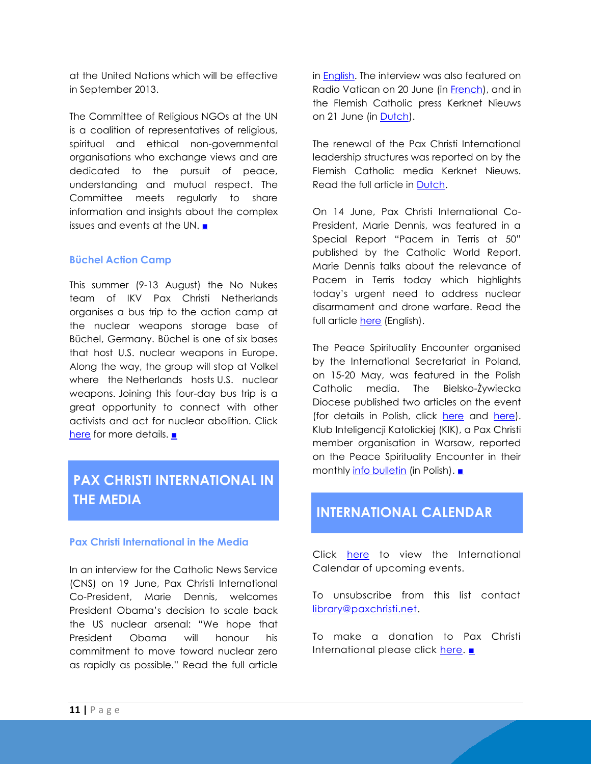at the United Nations which will be effective in September 2013.

The Committee of Religious NGOs at the UN is a coalition of representatives of religious, spiritual and ethical non-governmental organisations who exchange views and are dedicated to the pursuit of peace, understanding and mutual respect. The Committee meets regularly to share information and insights about the complex issues and events at the UN. ■

### Büchel Action Camp

This summer (9-13 August) the No Nukes team of IKV Pax Christi Netherlands organises a bus trip to the action camp at the nuclear weapons storage base of Büchel, Germany. Büchel is one of six bases that host U.S. nuclear weapons in Europe. Along the way, the group will stop at Volkel where the Netherlands hosts U.S. nuclear weapons. Joining this four-day bus trip is a great opportunity to connect with other activists and act for nuclear abolition. Click here for more details. ■

## PAX CHRISTI INTERNATIONAL IN THE MEDIA

### Pax Christi International in the Media

In an interview for the Catholic News Service (CNS) on 19 June, Pax Christi International Co-President, Marie Dennis, welcomes President Obama's decision to scale back the US nuclear arsenal: "We hope that President Obama will honour his commitment to move toward nuclear zero as rapidly as possible." Read the full article in English. The interview was also featured on Radio Vatican on 20 June (in French), and in the Flemish Catholic press Kerknet Nieuws on 21 June (in Dutch).

The renewal of the Pax Christi International leadership structures was reported on by the Flemish Catholic media Kerknet Nieuws. Read the full article in Dutch.

On 14 June, Pax Christi International Co-President, Marie Dennis, was featured in a Special Report "Pacem in Terris at 50" published by the Catholic World Report. Marie Dennis talks about the relevance of Pacem in Terris today which highlights today's urgent need to address nuclear disarmament and drone warfare. Read the full article here (English).

The Peace Spirituality Encounter organised by the International Secretariat in Poland, on 15-20 May, was featured in the Polish Catholic media. The Bielsko-Żywiecka Diocese published two articles on the event (for details in Polish, click here and here). Klub Inteligencji Katolickiej (KIK), a Pax Christi member organisation in Warsaw, reported on the Peace Spirituality Encounter in their monthly info bulletin (in Polish). ■

## INTERNATIONAL CALENDAR

Click here to view the International Calendar of upcoming events.

To unsubscribe from this list contact library@paxchristi.net.

To make a donation to Pax Christi International please click here. ■